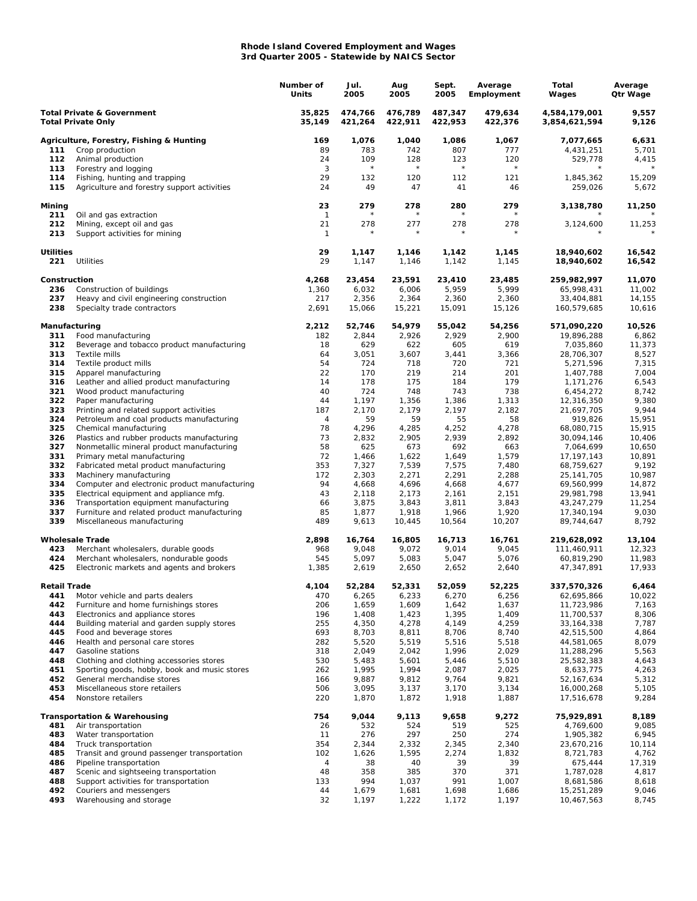# Rhode Island Covered Employment and Wages
## 3rd Quarter 2005 - Statewide by NAICS Sector

| | | Number of Units | Jul. 2005 | Aug 2005 | Sept. 2005 | Average Employment | Total Wages | Average Qtr Wage |
|---|---|---|---|---|---|---|---|---|
| **Total Private & Government** | | **35,825** | **474,766** | **476,789** | **487,347** | **479,634** | **4,584,179,001** | **9,557** |
| **Total Private Only** | | **35,149** | **421,264** | **422,911** | **422,953** | **422,376** | **3,854,621,594** | **9,126** |
| **Agriculture, Forestry, Fishing & Hunting** | | **169** | **1,076** | **1,040** | **1,086** | **1,067** | **7,077,665** | **6,631** |
| **111** | Crop production | 89 | 783 | 742 | 807 | 777 | 4,431,251 | 5,701 |
| **112** | Animal production | 24 | 109 | 128 | 123 | 120 | 529,778 | 4,415 |
| **113** | Forestry and logging | 3 | * | * | * | * | * | * |
| **114** | Fishing, hunting and trapping | 29 | 132 | 120 | 112 | 121 | 1,845,362 | 15,209 |
| **115** | Agriculture and forestry support activities | 24 | 49 | 47 | 41 | 46 | 259,026 | 5,672 |
| **Mining** | | **23** | **279** | **278** | **280** | **279** | **3,138,780** | **11,250** |
| **211** | Oil and gas extraction | 1 | * | * | * | * | * | * |
| **212** | Mining, except oil and gas | 21 | 278 | 277 | 278 | 278 | 3,124,600 | 11,253 |
| **213** | Support activities for mining | 1 | * | * | * | * | * | * |
| **Utilities** | | **29** | **1,147** | **1,146** | **1,142** | **1,145** | **18,940,602** | **16,542** |
| **221** | Utilities | 29 | 1,147 | 1,146 | 1,142 | 1,145 | 18,940,602 | 16,542 |
| **Construction** | | **4,268** | **23,454** | **23,591** | **23,410** | **23,485** | **259,982,997** | **11,070** |
| **236** | Construction of buildings | 1,360 | 6,032 | 6,006 | 5,959 | 5,999 | 65,998,431 | 11,002 |
| **237** | Heavy and civil engineering construction | 217 | 2,356 | 2,364 | 2,360 | 2,360 | 33,404,881 | 14,155 |
| **238** | Specialty trade contractors | 2,691 | 15,066 | 15,221 | 15,091 | 15,126 | 160,579,685 | 10,616 |
| **Manufacturing** | | **2,212** | **52,746** | **54,979** | **55,042** | **54,256** | **571,090,220** | **10,526** |
| **311** | Food manufacturing | 182 | 2,844 | 2,926 | 2,929 | 2,900 | 19,896,288 | 6,862 |
| **312** | Beverage and tobacco product manufacturing | 18 | 629 | 622 | 605 | 619 | 7,035,860 | 11,373 |
| **313** | Textile mills | 64 | 3,051 | 3,607 | 3,441 | 3,366 | 28,706,307 | 8,527 |
| **314** | Textile product mills | 54 | 724 | 718 | 720 | 721 | 5,271,596 | 7,315 |
| **315** | Apparel manufacturing | 22 | 170 | 219 | 214 | 201 | 1,407,788 | 7,004 |
| **316** | Leather and allied product manufacturing | 14 | 178 | 175 | 184 | 179 | 1,171,276 | 6,543 |
| **321** | Wood product manufacturing | 40 | 724 | 748 | 743 | 738 | 6,454,272 | 8,742 |
| **322** | Paper manufacturing | 44 | 1,197 | 1,356 | 1,386 | 1,313 | 12,316,350 | 9,380 |
| **323** | Printing and related support activities | 187 | 2,170 | 2,179 | 2,197 | 2,182 | 21,697,705 | 9,944 |
| **324** | Petroleum and coal products manufacturing | 4 | 59 | 59 | 55 | 58 | 919,826 | 15,951 |
| **325** | Chemical manufacturing | 78 | 4,296 | 4,285 | 4,252 | 4,278 | 68,080,715 | 15,915 |
| **326** | Plastics and rubber products manufacturing | 73 | 2,832 | 2,905 | 2,939 | 2,892 | 30,094,146 | 10,406 |
| **327** | Nonmetallic mineral product manufacturing | 58 | 625 | 673 | 692 | 663 | 7,064,699 | 10,650 |
| **331** | Primary metal manufacturing | 72 | 1,466 | 1,622 | 1,649 | 1,579 | 17,197,143 | 10,891 |
| **332** | Fabricated metal product manufacturing | 353 | 7,327 | 7,539 | 7,575 | 7,480 | 68,759,627 | 9,192 |
| **333** | Machinery manufacturing | 172 | 2,303 | 2,271 | 2,291 | 2,288 | 25,141,705 | 10,987 |
| **334** | Computer and electronic product manufacturing | 94 | 4,668 | 4,696 | 4,668 | 4,677 | 69,560,999 | 14,872 |
| **335** | Electrical equipment and appliance mfg. | 43 | 2,118 | 2,173 | 2,161 | 2,151 | 29,981,798 | 13,941 |
| **336** | Transportation equipment manufacturing | 66 | 3,875 | 3,843 | 3,811 | 3,843 | 43,247,279 | 11,254 |
| **337** | Furniture and related product manufacturing | 85 | 1,877 | 1,918 | 1,966 | 1,920 | 17,340,194 | 9,030 |
| **339** | Miscellaneous manufacturing | 489 | 9,613 | 10,445 | 10,564 | 10,207 | 89,744,647 | 8,792 |
| **Wholesale Trade** | | **2,898** | **16,764** | **16,805** | **16,713** | **16,761** | **219,628,092** | **13,104** |
| **423** | Merchant wholesalers, durable goods | 968 | 9,048 | 9,072 | 9,014 | 9,045 | 111,460,911 | 12,323 |
| **424** | Merchant wholesalers, nondurable goods | 545 | 5,097 | 5,083 | 5,047 | 5,076 | 60,819,290 | 11,983 |
| **425** | Electronic markets and agents and brokers | 1,385 | 2,619 | 2,650 | 2,652 | 2,640 | 47,347,891 | 17,933 |
| **Retail Trade** | | **4,104** | **52,284** | **52,331** | **52,059** | **52,225** | **337,570,326** | **6,464** |
| **441** | Motor vehicle and parts dealers | 470 | 6,265 | 6,233 | 6,270 | 6,256 | 62,695,866 | 10,022 |
| **442** | Furniture and home furnishings stores | 206 | 1,659 | 1,609 | 1,642 | 1,637 | 11,723,986 | 7,163 |
| **443** | Electronics and appliance stores | 196 | 1,408 | 1,423 | 1,395 | 1,409 | 11,700,537 | 8,306 |
| **444** | Building material and garden supply stores | 255 | 4,350 | 4,278 | 4,149 | 4,259 | 33,164,338 | 7,787 |
| **445** | Food and beverage stores | 693 | 8,703 | 8,811 | 8,706 | 8,740 | 42,515,500 | 4,864 |
| **446** | Health and personal care stores | 282 | 5,520 | 5,519 | 5,516 | 5,518 | 44,581,065 | 8,079 |
| **447** | Gasoline stations | 318 | 2,049 | 2,042 | 1,996 | 2,029 | 11,288,296 | 5,563 |
| **448** | Clothing and clothing accessories stores | 530 | 5,483 | 5,601 | 5,446 | 5,510 | 25,582,383 | 4,643 |
| **451** | Sporting goods, hobby, book and music stores | 262 | 1,995 | 1,994 | 2,087 | 2,025 | 8,633,775 | 4,263 |
| **452** | General merchandise stores | 166 | 9,887 | 9,812 | 9,764 | 9,821 | 52,167,634 | 5,312 |
| **453** | Miscellaneous store retailers | 506 | 3,095 | 3,137 | 3,170 | 3,134 | 16,000,268 | 5,105 |
| **454** | Nonstore retailers | 220 | 1,870 | 1,872 | 1,918 | 1,887 | 17,516,678 | 9,284 |
| **Transportation & Warehousing** | | **754** | **9,044** | **9,113** | **9,658** | **9,272** | **75,929,891** | **8,189** |
| **481** | Air transportation | 26 | 532 | 524 | 519 | 525 | 4,769,600 | 9,085 |
| **483** | Water transportation | 11 | 276 | 297 | 250 | 274 | 1,905,382 | 6,945 |
| **484** | Truck transportation | 354 | 2,344 | 2,332 | 2,345 | 2,340 | 23,670,216 | 10,114 |
| **485** | Transit and ground passenger transportation | 102 | 1,626 | 1,595 | 2,274 | 1,832 | 8,721,783 | 4,762 |
| **486** | Pipeline transportation | 4 | 38 | 40 | 39 | 39 | 675,444 | 17,319 |
| **487** | Scenic and sightseeing transportation | 48 | 358 | 385 | 370 | 371 | 1,787,028 | 4,817 |
| **488** | Support activities for transportation | 133 | 994 | 1,037 | 991 | 1,007 | 8,681,586 | 8,618 |
| **492** | Couriers and messengers | 44 | 1,679 | 1,681 | 1,698 | 1,686 | 15,251,289 | 9,046 |
| **493** | Warehousing and storage | 32 | 1,197 | 1,222 | 1,172 | 1,197 | 10,467,563 | 8,745 |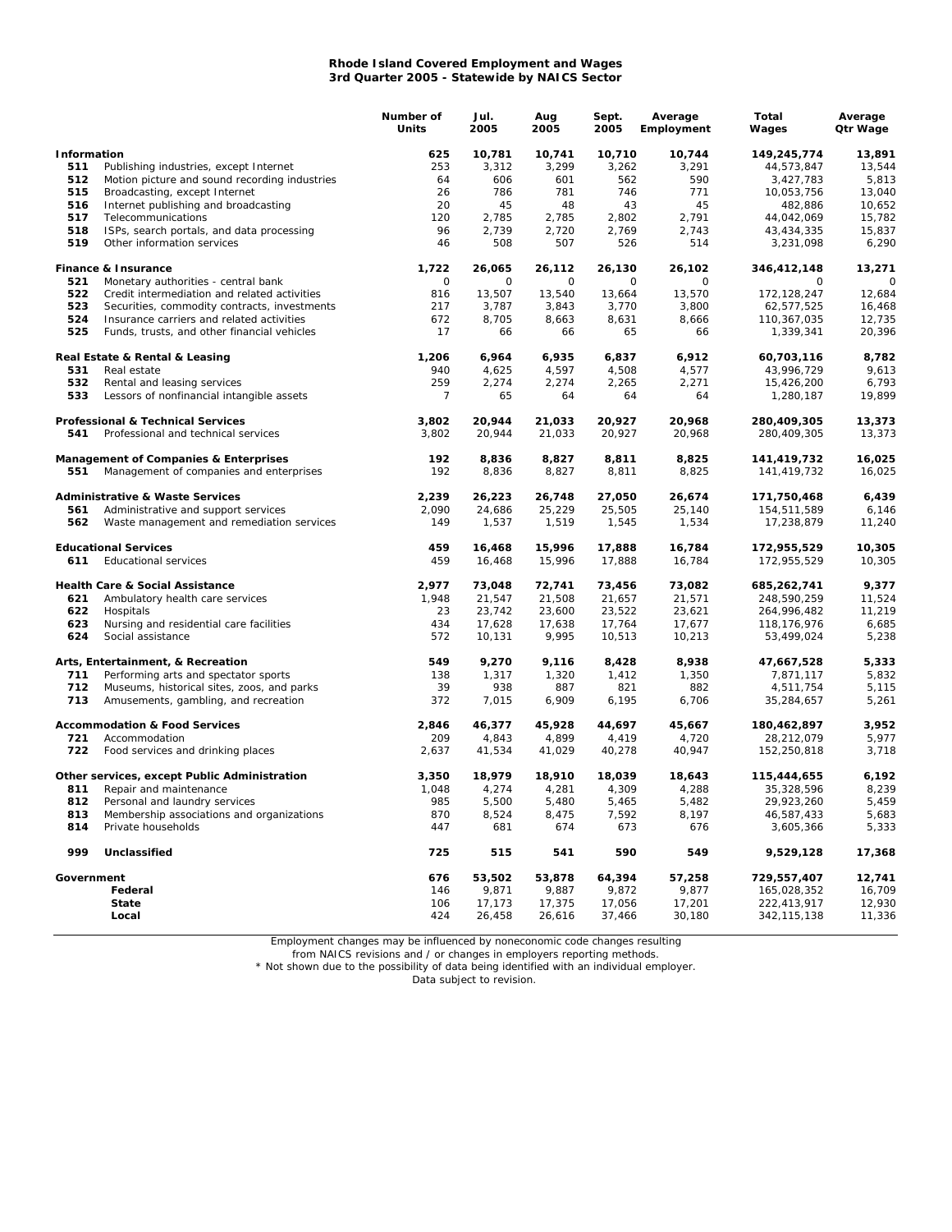**Rhode Island Covered Employment and Wages**
**3rd Quarter 2005 - Statewide by NAICS Sector**

| | | Number of Units | Jul. 2005 | Aug 2005 | Sept. 2005 | Average Employment | Total Wages | Average Qtr Wage |
|---|---|---|---|---|---|---|---|---|
| **Information** | | **625** | **10,781** | **10,741** | **10,710** | **10,744** | **149,245,774** | **13,891** |
| **511** | Publishing industries, except Internet | 253 | 3,312 | 3,299 | 3,262 | 3,291 | 44,573,847 | 13,544 |
| **512** | Motion picture and sound recording industries | 64 | 606 | 601 | 562 | 590 | 3,427,783 | 5,813 |
| **515** | Broadcasting, except Internet | 26 | 786 | 781 | 746 | 771 | 10,053,756 | 13,040 |
| **516** | Internet publishing and broadcasting | 20 | 45 | 48 | 43 | 45 | 482,886 | 10,652 |
| **517** | Telecommunications | 120 | 2,785 | 2,785 | 2,802 | 2,791 | 44,042,069 | 15,782 |
| **518** | ISPs, search portals, and data processing | 96 | 2,739 | 2,720 | 2,769 | 2,743 | 43,434,335 | 15,837 |
| **519** | Other information services | 46 | 508 | 507 | 526 | 514 | 3,231,098 | 6,290 |
| **Finance & Insurance** | | **1,722** | **26,065** | **26,112** | **26,130** | **26,102** | **346,412,148** | **13,271** |
| **521** | Monetary authorities - central bank | 0 | 0 | 0 | 0 | 0 | 0 | 0 |
| **522** | Credit intermediation and related activities | 816 | 13,507 | 13,540 | 13,664 | 13,570 | 172,128,247 | 12,684 |
| **523** | Securities, commodity contracts, investments | 217 | 3,787 | 3,843 | 3,770 | 3,800 | 62,577,525 | 16,468 |
| **524** | Insurance carriers and related activities | 672 | 8,705 | 8,663 | 8,631 | 8,666 | 110,367,035 | 12,735 |
| **525** | Funds, trusts, and other financial vehicles | 17 | 66 | 66 | 65 | 66 | 1,339,341 | 20,396 |
| **Real Estate & Rental & Leasing** | | **1,206** | **6,964** | **6,935** | **6,837** | **6,912** | **60,703,116** | **8,782** |
| **531** | Real estate | 940 | 4,625 | 4,597 | 4,508 | 4,577 | 43,996,729 | 9,613 |
| **532** | Rental and leasing services | 259 | 2,274 | 2,274 | 2,265 | 2,271 | 15,426,200 | 6,793 |
| **533** | Lessors of nonfinancial intangible assets | 7 | 65 | 64 | 64 | 64 | 1,280,187 | 19,899 |
| **Professional & Technical Services** | | **3,802** | **20,944** | **21,033** | **20,927** | **20,968** | **280,409,305** | **13,373** |
| **541** | Professional and technical services | 3,802 | 20,944 | 21,033 | 20,927 | 20,968 | 280,409,305 | 13,373 |
| **Management of Companies & Enterprises** | | **192** | **8,836** | **8,827** | **8,811** | **8,825** | **141,419,732** | **16,025** |
| **551** | Management of companies and enterprises | 192 | 8,836 | 8,827 | 8,811 | 8,825 | 141,419,732 | 16,025 |
| **Administrative & Waste Services** | | **2,239** | **26,223** | **26,748** | **27,050** | **26,674** | **171,750,468** | **6,439** |
| **561** | Administrative and support services | 2,090 | 24,686 | 25,229 | 25,505 | 25,140 | 154,511,589 | 6,146 |
| **562** | Waste management and remediation services | 149 | 1,537 | 1,519 | 1,545 | 1,534 | 17,238,879 | 11,240 |
| **Educational Services** | | **459** | **16,468** | **15,996** | **17,888** | **16,784** | **172,955,529** | **10,305** |
| **611** | Educational services | 459 | 16,468 | 15,996 | 17,888 | 16,784 | 172,955,529 | 10,305 |
| **Health Care & Social Assistance** | | **2,977** | **73,048** | **72,741** | **73,456** | **73,082** | **685,262,741** | **9,377** |
| **621** | Ambulatory health care services | 1,948 | 21,547 | 21,508 | 21,657 | 21,571 | 248,590,259 | 11,524 |
| **622** | Hospitals | 23 | 23,742 | 23,600 | 23,522 | 23,621 | 264,996,482 | 11,219 |
| **623** | Nursing and residential care facilities | 434 | 17,628 | 17,638 | 17,764 | 17,677 | 118,176,976 | 6,685 |
| **624** | Social assistance | 572 | 10,131 | 9,995 | 10,513 | 10,213 | 53,499,024 | 5,238 |
| **Arts, Entertainment, & Recreation** | | **549** | **9,270** | **9,116** | **8,428** | **8,938** | **47,667,528** | **5,333** |
| **711** | Performing arts and spectator sports | 138 | 1,317 | 1,320 | 1,412 | 1,350 | 7,871,117 | 5,832 |
| **712** | Museums, historical sites, zoos, and parks | 39 | 938 | 887 | 821 | 882 | 4,511,754 | 5,115 |
| **713** | Amusements, gambling, and recreation | 372 | 7,015 | 6,909 | 6,195 | 6,706 | 35,284,657 | 5,261 |
| **Accommodation & Food Services** | | **2,846** | **46,377** | **45,928** | **44,697** | **45,667** | **180,462,897** | **3,952** |
| **721** | Accommodation | 209 | 4,843 | 4,899 | 4,419 | 4,720 | 28,212,079 | 5,977 |
| **722** | Food services and drinking places | 2,637 | 41,534 | 41,029 | 40,278 | 40,947 | 152,250,818 | 3,718 |
| **Other services, except Public Administration** | | **3,350** | **18,979** | **18,910** | **18,039** | **18,643** | **115,444,655** | **6,192** |
| **811** | Repair and maintenance | 1,048 | 4,274 | 4,281 | 4,309 | 4,288 | 35,328,596 | 8,239 |
| **812** | Personal and laundry services | 985 | 5,500 | 5,480 | 5,465 | 5,482 | 29,923,260 | 5,459 |
| **813** | Membership associations and organizations | 870 | 8,524 | 8,475 | 7,592 | 8,197 | 46,587,433 | 5,683 |
| **814** | Private households | 447 | 681 | 674 | 673 | 676 | 3,605,366 | 5,333 |
| **999** | **Unclassified** | **725** | **515** | **541** | **590** | **549** | **9,529,128** | **17,368** |
| **Government** | | **676** | **53,502** | **53,878** | **64,394** | **57,258** | **729,557,407** | **12,741** |
| | **Federal** | 146 | 9,871 | 9,887 | 9,872 | 9,877 | 165,028,352 | 16,709 |
| | **State** | 106 | 17,173 | 17,375 | 17,056 | 17,201 | 222,413,917 | 12,930 |
| | **Local** | 424 | 26,458 | 26,616 | 37,466 | 30,180 | 342,115,138 | 11,336 |

Employment changes may be influenced by noneconomic code changes resulting from NAICS revisions and / or changes in employers reporting methods.

\* Not shown due to the possibility of data being identified with an individual employer.

Data subject to revision.